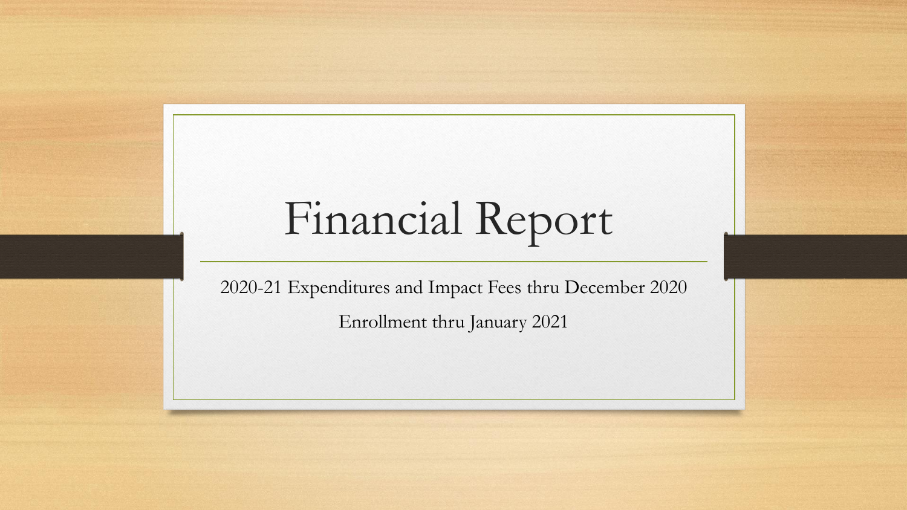# Financial Report

2020-21 Expenditures and Impact Fees thru December 2020

Enrollment thru January 2021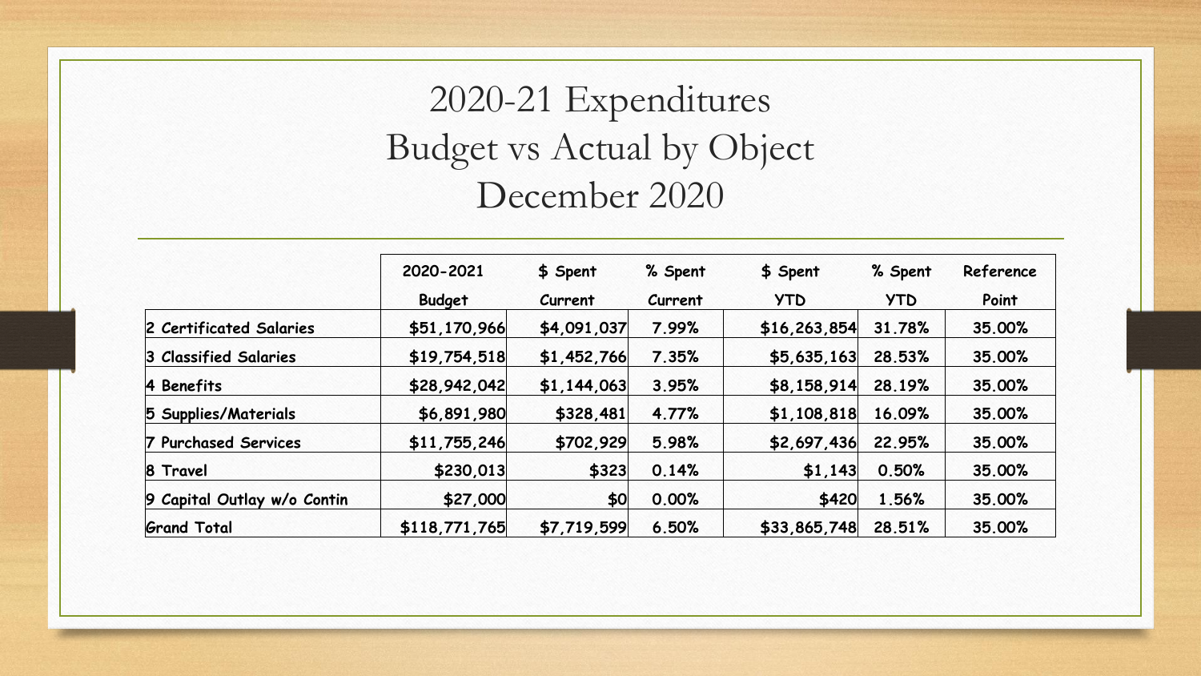# 2020-21 Expenditures
# Budget vs Actual by Object
# December 2020

| | 2020-2021 Budget | $ Spent Current | % Spent Current | $ Spent YTD | % Spent YTD | Reference Point |
|---|---|---|---|---|---|---|
| 2 Certificated Salaries | $51,170,966 | $4,091,037 | 7.99% | $16,263,854 | 31.78% | 35.00% |
| 3 Classified Salaries | $19,754,518 | $1,452,766 | 7.35% | $5,635,163 | 28.53% | 35.00% |
| 4 Benefits | $28,942,042 | $1,144,063 | 3.95% | $8,158,914 | 28.19% | 35.00% |
| 5 Supplies/Materials | $6,891,980 | $328,481 | 4.77% | $1,108,818 | 16.09% | 35.00% |
| 7 Purchased Services | $11,755,246 | $702,929 | 5.98% | $2,697,436 | 22.95% | 35.00% |
| 8 Travel | $230,013 | $323 | 0.14% | $1,143 | 0.50% | 35.00% |
| 9 Capital Outlay w/o Contin | $27,000 | $0 | 0.00% | $420 | 1.56% | 35.00% |
| Grand Total | $118,771,765 | $7,719,599 | 6.50% | $33,865,748 | 28.51% | 35.00% |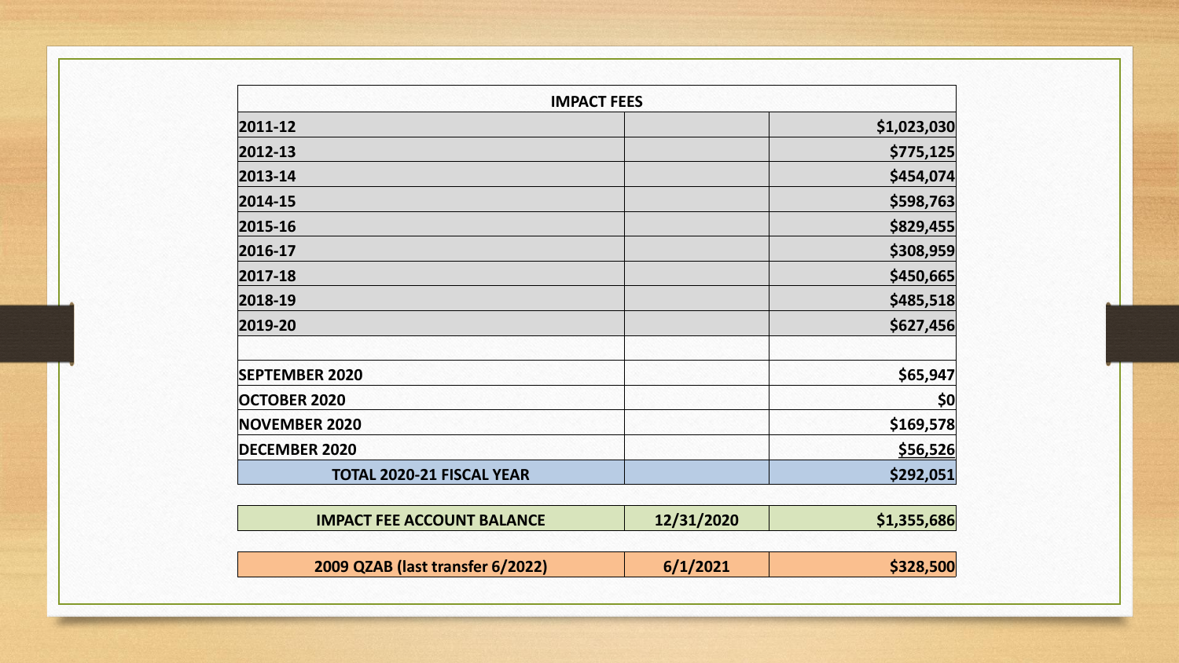| IMPACT FEES | | |
|---|---|---|
| 2011-12 | | $1,023,030 |
| 2012-13 | | $775,125 |
| 2013-14 | | $454,074 |
| 2014-15 | | $598,763 |
| 2015-16 | | $829,455 |
| 2016-17 | | $308,959 |
| 2017-18 | | $450,665 |
| 2018-19 | | $485,518 |
| 2019-20 | | $627,456 |
| | | |
| SEPTEMBER 2020 | | $65,947 |
| OCTOBER 2020 | | $0 |
| NOVEMBER 2020 | | $169,578 |
| DECEMBER 2020 | | $56,526 |
| TOTAL 2020-21 FISCAL YEAR | | $292,051 |

| | | |
|---|---|---|
| IMPACT FEE ACCOUNT BALANCE | 12/31/2020 | $1,355,686 |

| | | |
|---|---|---|
| 2009 QZAB (last transfer 6/2022) | 6/1/2021 | $328,500 |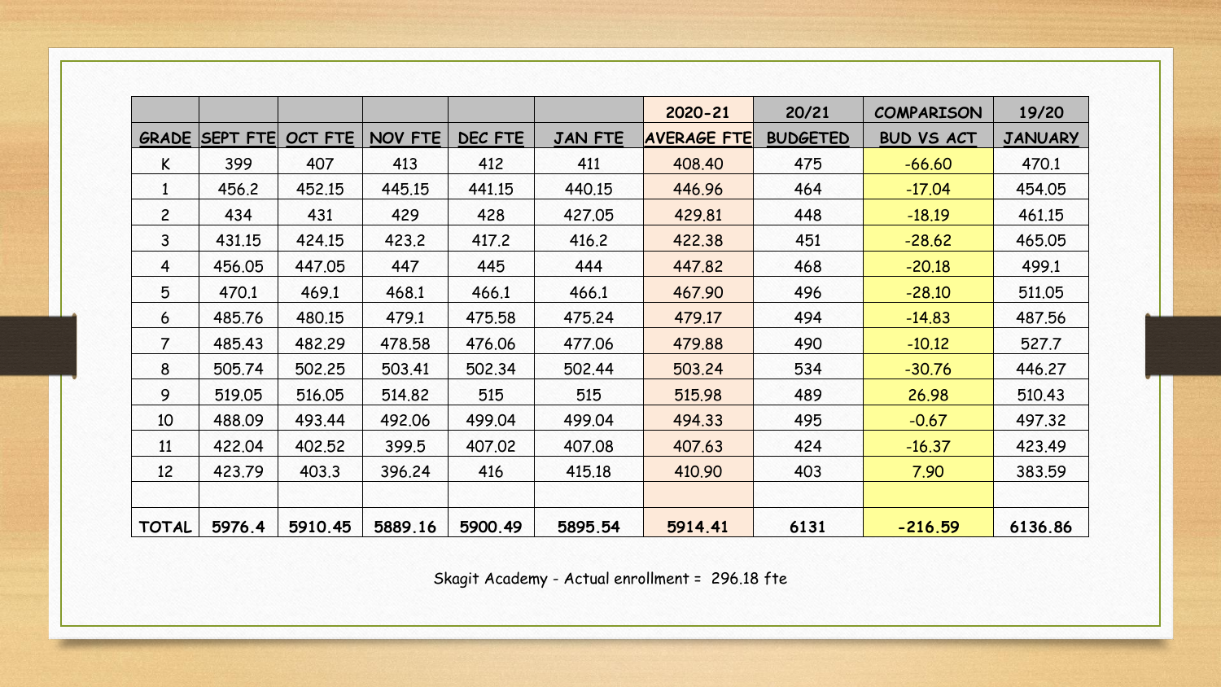| | | | | | | 2020-21 | 20/21 | COMPARISON | 19/20 |
|---|---|---|---|---|---|---|---|---|---|
| GRADE | SEPT FTE | OCT FTE | NOV FTE | DEC FTE | JAN FTE | AVERAGE FTE | BUDGETED | BUD VS ACT | JANUARY |
| K | 399 | 407 | 413 | 412 | 411 | 408.40 | 475 | -66.60 | 470.1 |
| 1 | 456.2 | 452.15 | 445.15 | 441.15 | 440.15 | 446.96 | 464 | -17.04 | 454.05 |
| 2 | 434 | 431 | 429 | 428 | 427.05 | 429.81 | 448 | -18.19 | 461.15 |
| 3 | 431.15 | 424.15 | 423.2 | 417.2 | 416.2 | 422.38 | 451 | -28.62 | 465.05 |
| 4 | 456.05 | 447.05 | 447 | 445 | 444 | 447.82 | 468 | -20.18 | 499.1 |
| 5 | 470.1 | 469.1 | 468.1 | 466.1 | 466.1 | 467.90 | 496 | -28.10 | 511.05 |
| 6 | 485.76 | 480.15 | 479.1 | 475.58 | 475.24 | 479.17 | 494 | -14.83 | 487.56 |
| 7 | 485.43 | 482.29 | 478.58 | 476.06 | 477.06 | 479.88 | 490 | -10.12 | 527.7 |
| 8 | 505.74 | 502.25 | 503.41 | 502.34 | 502.44 | 503.24 | 534 | -30.76 | 446.27 |
| 9 | 519.05 | 516.05 | 514.82 | 515 | 515 | 515.98 | 489 | 26.98 | 510.43 |
| 10 | 488.09 | 493.44 | 492.06 | 499.04 | 499.04 | 494.33 | 495 | -0.67 | 497.32 |
| 11 | 422.04 | 402.52 | 399.5 | 407.02 | 407.08 | 407.63 | 424 | -16.37 | 423.49 |
| 12 | 423.79 | 403.3 | 396.24 | 416 | 415.18 | 410.90 | 403 | 7.90 | 383.59 |
| | | | | | | | | | |
| **TOTAL** | **5976.4** | **5910.45** | **5889.16** | **5900.49** | **5895.54** | **5914.41** | **6131** | **-216.59** | **6136.86** |

Skagit Academy - Actual enrollment = 296.18 fte